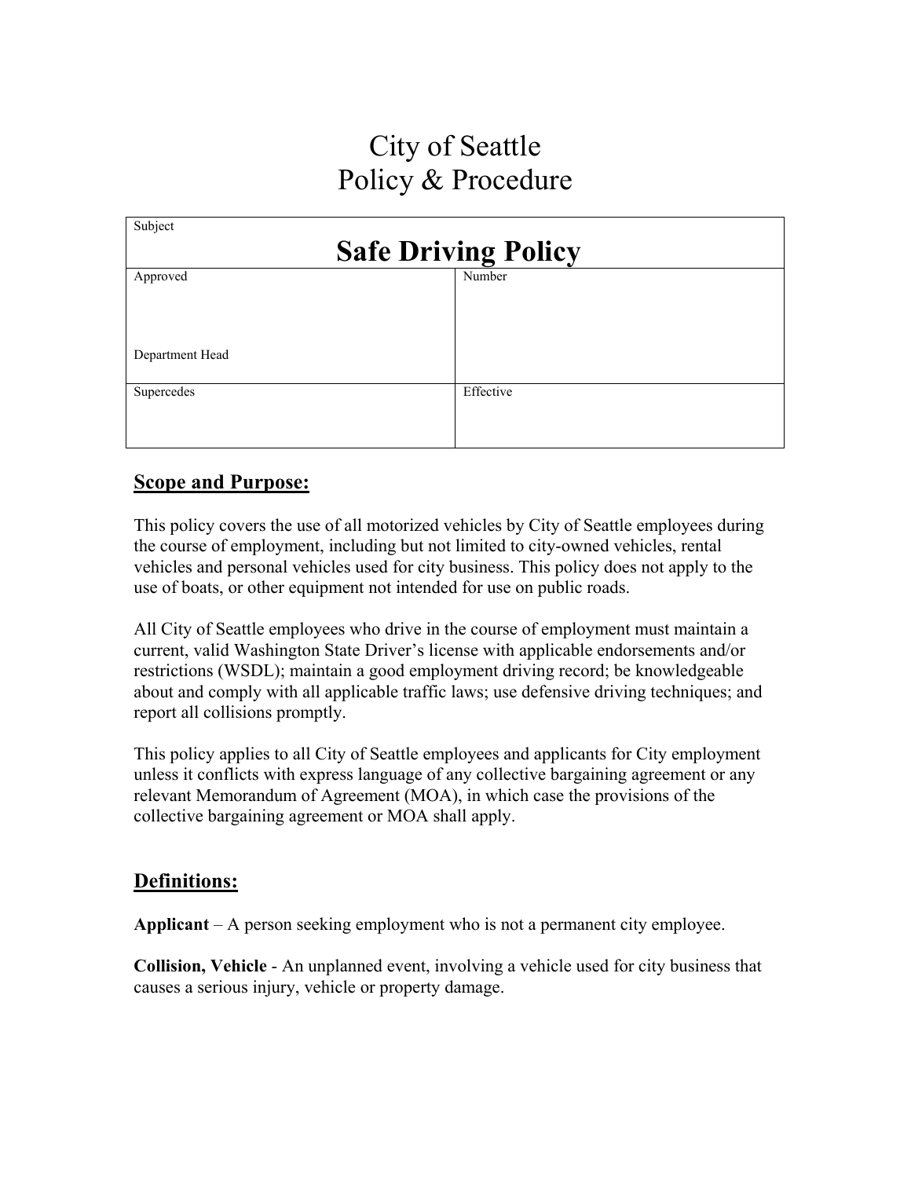# City of Seattle
# Policy & Procedure

| Subject<br>**Safe Driving Policy** | |
| --- | --- |
| Approved<br><br>Department Head | Number |
| Supercedes | Effective |

## Scope and Purpose:

This policy covers the use of all motorized vehicles by City of Seattle employees during the course of employment, including but not limited to city-owned vehicles, rental vehicles and personal vehicles used for city business. This policy does not apply to the use of boats, or other equipment not intended for use on public roads.

All City of Seattle employees who drive in the course of employment must maintain a current, valid Washington State Driver's license with applicable endorsements and/or restrictions (WSDL); maintain a good employment driving record; be knowledgeable about and comply with all applicable traffic laws; use defensive driving techniques; and report all collisions promptly.

This policy applies to all City of Seattle employees and applicants for City employment unless it conflicts with express language of any collective bargaining agreement or any relevant Memorandum of Agreement (MOA), in which case the provisions of the collective bargaining agreement or MOA shall apply.

## Definitions:

**Applicant** – A person seeking employment who is not a permanent city employee.

**Collision, Vehicle** - An unplanned event, involving a vehicle used for city business that causes a serious injury, vehicle or property damage.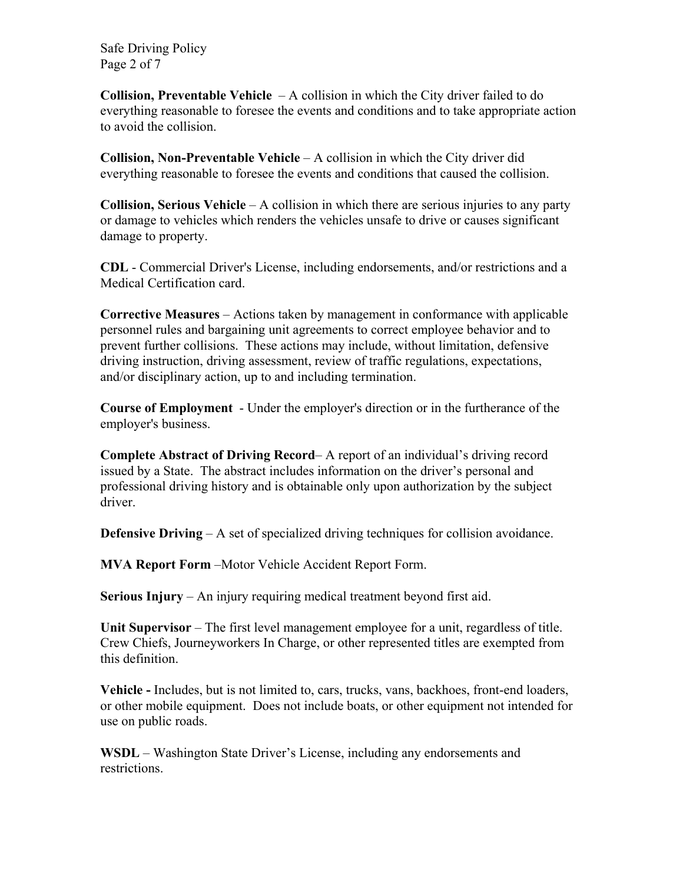**Collision, Preventable Vehicle** – A collision in which the City driver failed to do everything reasonable to foresee the events and conditions and to take appropriate action to avoid the collision.

**Collision, Non-Preventable Vehicle** – A collision in which the City driver did everything reasonable to foresee the events and conditions that caused the collision.

**Collision, Serious Vehicle** – A collision in which there are serious injuries to any party or damage to vehicles which renders the vehicles unsafe to drive or causes significant damage to property.

**CDL** - Commercial Driver's License, including endorsements, and/or restrictions and a Medical Certification card.

**Corrective Measures** – Actions taken by management in conformance with applicable personnel rules and bargaining unit agreements to correct employee behavior and to prevent further collisions. These actions may include, without limitation, defensive driving instruction, driving assessment, review of traffic regulations, expectations, and/or disciplinary action, up to and including termination.

**Course of Employment** - Under the employer's direction or in the furtherance of the employer's business.

**Complete Abstract of Driving Record**– A report of an individual's driving record issued by a State. The abstract includes information on the driver's personal and professional driving history and is obtainable only upon authorization by the subject driver.

**Defensive Driving** – A set of specialized driving techniques for collision avoidance.

**MVA Report Form** –Motor Vehicle Accident Report Form.

**Serious Injury** – An injury requiring medical treatment beyond first aid.

**Unit Supervisor** – The first level management employee for a unit, regardless of title. Crew Chiefs, Journeyworkers In Charge, or other represented titles are exempted from this definition.

**Vehicle -** Includes, but is not limited to, cars, trucks, vans, backhoes, front-end loaders, or other mobile equipment. Does not include boats, or other equipment not intended for use on public roads.

**WSDL** – Washington State Driver's License, including any endorsements and restrictions.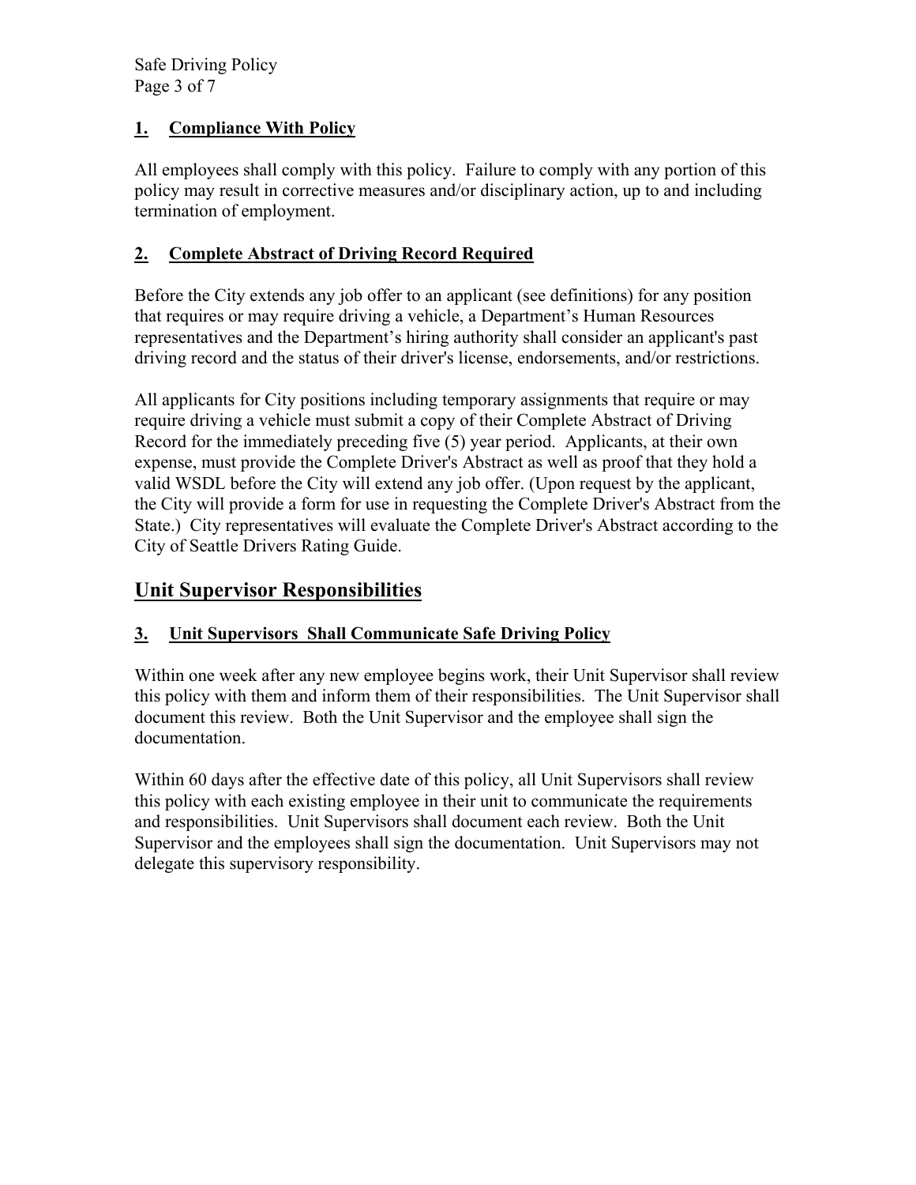### 1. Compliance With Policy

All employees shall comply with this policy. Failure to comply with any portion of this policy may result in corrective measures and/or disciplinary action, up to and including termination of employment.

### 2. Complete Abstract of Driving Record Required

Before the City extends any job offer to an applicant (see definitions) for any position that requires or may require driving a vehicle, a Department's Human Resources representatives and the Department's hiring authority shall consider an applicant's past driving record and the status of their driver's license, endorsements, and/or restrictions.

All applicants for City positions including temporary assignments that require or may require driving a vehicle must submit a copy of their Complete Abstract of Driving Record for the immediately preceding five (5) year period. Applicants, at their own expense, must provide the Complete Driver's Abstract as well as proof that they hold a valid WSDL before the City will extend any job offer. (Upon request by the applicant, the City will provide a form for use in requesting the Complete Driver's Abstract from the State.) City representatives will evaluate the Complete Driver's Abstract according to the City of Seattle Drivers Rating Guide.

## Unit Supervisor Responsibilities

### 3. Unit Supervisors Shall Communicate Safe Driving Policy

Within one week after any new employee begins work, their Unit Supervisor shall review this policy with them and inform them of their responsibilities. The Unit Supervisor shall document this review. Both the Unit Supervisor and the employee shall sign the documentation.

Within 60 days after the effective date of this policy, all Unit Supervisors shall review this policy with each existing employee in their unit to communicate the requirements and responsibilities. Unit Supervisors shall document each review. Both the Unit Supervisor and the employees shall sign the documentation. Unit Supervisors may not delegate this supervisory responsibility.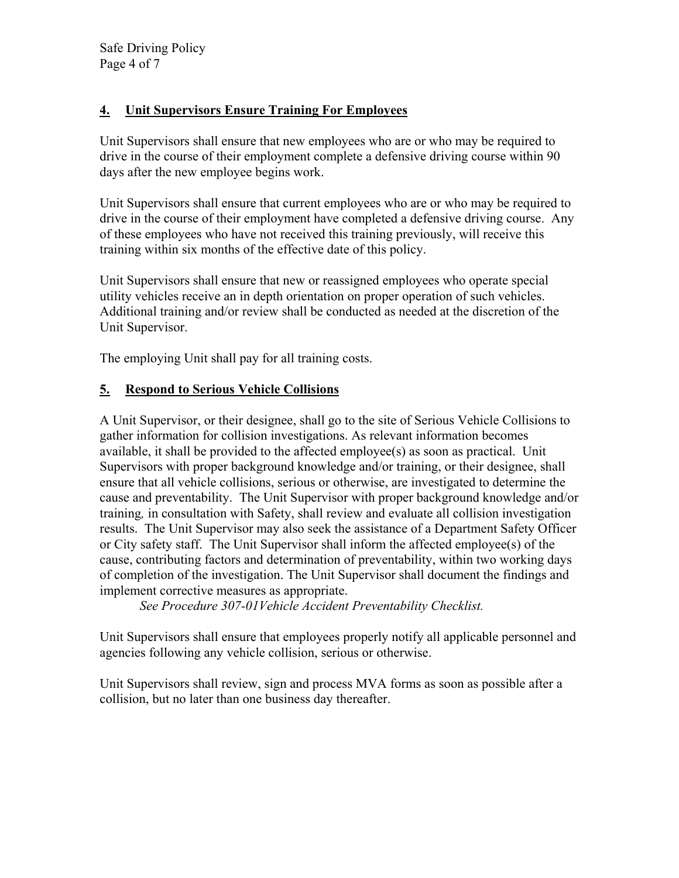## 4. Unit Supervisors Ensure Training For Employees

Unit Supervisors shall ensure that new employees who are or who may be required to drive in the course of their employment complete a defensive driving course within 90 days after the new employee begins work.

Unit Supervisors shall ensure that current employees who are or who may be required to drive in the course of their employment have completed a defensive driving course. Any of these employees who have not received this training previously, will receive this training within six months of the effective date of this policy.

Unit Supervisors shall ensure that new or reassigned employees who operate special utility vehicles receive an in depth orientation on proper operation of such vehicles. Additional training and/or review shall be conducted as needed at the discretion of the Unit Supervisor.

The employing Unit shall pay for all training costs.

## 5. Respond to Serious Vehicle Collisions

A Unit Supervisor, or their designee, shall go to the site of Serious Vehicle Collisions to gather information for collision investigations. As relevant information becomes available, it shall be provided to the affected employee(s) as soon as practical. Unit Supervisors with proper background knowledge and/or training, or their designee, shall ensure that all vehicle collisions, serious or otherwise, are investigated to determine the cause and preventability. The Unit Supervisor with proper background knowledge and/or training, in consultation with Safety, shall review and evaluate all collision investigation results. The Unit Supervisor may also seek the assistance of a Department Safety Officer or City safety staff. The Unit Supervisor shall inform the affected employee(s) of the cause, contributing factors and determination of preventability, within two working days of completion of the investigation. The Unit Supervisor shall document the findings and implement corrective measures as appropriate.

*See Procedure 307-01Vehicle Accident Preventability Checklist.*

Unit Supervisors shall ensure that employees properly notify all applicable personnel and agencies following any vehicle collision, serious or otherwise.

Unit Supervisors shall review, sign and process MVA forms as soon as possible after a collision, but no later than one business day thereafter.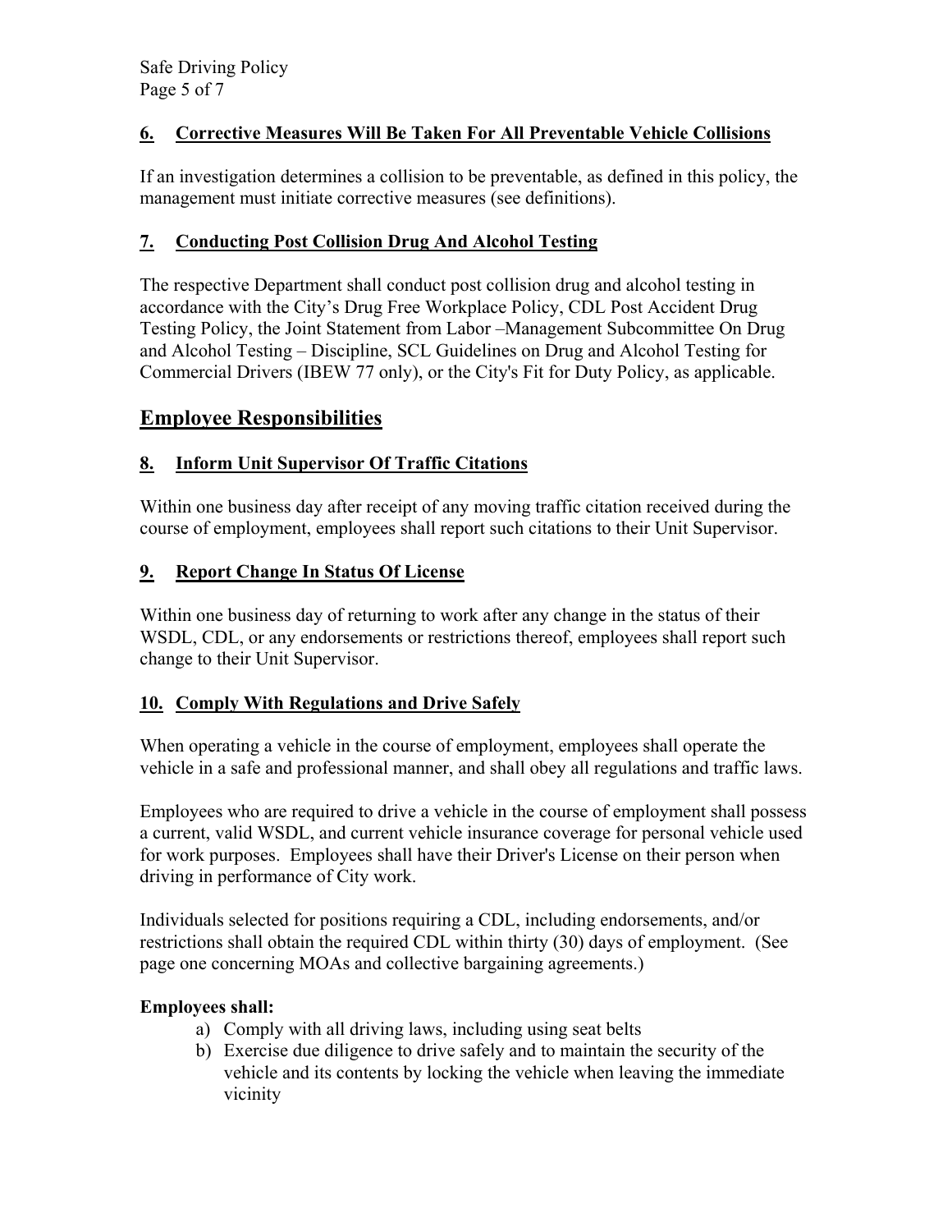### 6. Corrective Measures Will Be Taken For All Preventable Vehicle Collisions

If an investigation determines a collision to be preventable, as defined in this policy, the management must initiate corrective measures (see definitions).

### 7. Conducting Post Collision Drug And Alcohol Testing

The respective Department shall conduct post collision drug and alcohol testing in accordance with the City's Drug Free Workplace Policy, CDL Post Accident Drug Testing Policy, the Joint Statement from Labor –Management Subcommittee On Drug and Alcohol Testing – Discipline, SCL Guidelines on Drug and Alcohol Testing for Commercial Drivers (IBEW 77 only), or the City's Fit for Duty Policy, as applicable.

## Employee Responsibilities

### 8. Inform Unit Supervisor Of Traffic Citations

Within one business day after receipt of any moving traffic citation received during the course of employment, employees shall report such citations to their Unit Supervisor.

### 9. Report Change In Status Of License

Within one business day of returning to work after any change in the status of their WSDL, CDL, or any endorsements or restrictions thereof, employees shall report such change to their Unit Supervisor.

### 10. Comply With Regulations and Drive Safely

When operating a vehicle in the course of employment, employees shall operate the vehicle in a safe and professional manner, and shall obey all regulations and traffic laws.

Employees who are required to drive a vehicle in the course of employment shall possess a current, valid WSDL, and current vehicle insurance coverage for personal vehicle used for work purposes. Employees shall have their Driver's License on their person when driving in performance of City work.

Individuals selected for positions requiring a CDL, including endorsements, and/or restrictions shall obtain the required CDL within thirty (30) days of employment. (See page one concerning MOAs and collective bargaining agreements.)

**Employees shall:**

a) Comply with all driving laws, including using seat belts
b) Exercise due diligence to drive safely and to maintain the security of the vehicle and its contents by locking the vehicle when leaving the immediate vicinity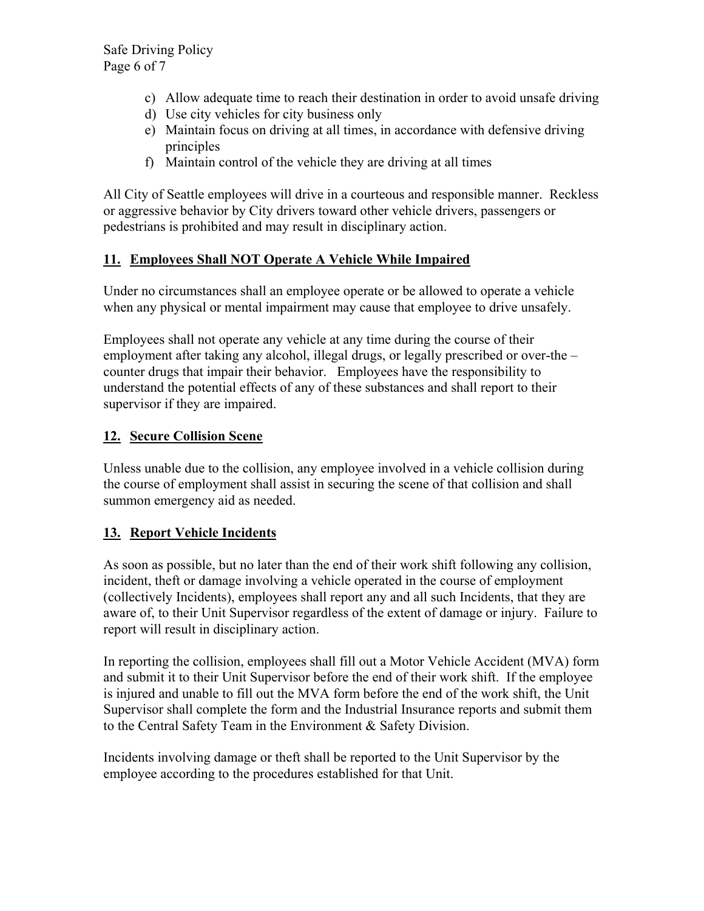c) Allow adequate time to reach their destination in order to avoid unsafe driving
d) Use city vehicles for city business only
e) Maintain focus on driving at all times, in accordance with defensive driving principles
f) Maintain control of the vehicle they are driving at all times

All City of Seattle employees will drive in a courteous and responsible manner. Reckless or aggressive behavior by City drivers toward other vehicle drivers, passengers or pedestrians is prohibited and may result in disciplinary action.

## **11. Employees Shall NOT Operate A Vehicle While Impaired**

Under no circumstances shall an employee operate or be allowed to operate a vehicle when any physical or mental impairment may cause that employee to drive unsafely.

Employees shall not operate any vehicle at any time during the course of their employment after taking any alcohol, illegal drugs, or legally prescribed or over-the –counter drugs that impair their behavior. Employees have the responsibility to understand the potential effects of any of these substances and shall report to their supervisor if they are impaired.

## **12. Secure Collision Scene**

Unless unable due to the collision, any employee involved in a vehicle collision during the course of employment shall assist in securing the scene of that collision and shall summon emergency aid as needed.

## **13. Report Vehicle Incidents**

As soon as possible, but no later than the end of their work shift following any collision, incident, theft or damage involving a vehicle operated in the course of employment (collectively Incidents), employees shall report any and all such Incidents, that they are aware of, to their Unit Supervisor regardless of the extent of damage or injury. Failure to report will result in disciplinary action.

In reporting the collision, employees shall fill out a Motor Vehicle Accident (MVA) form and submit it to their Unit Supervisor before the end of their work shift. If the employee is injured and unable to fill out the MVA form before the end of the work shift, the Unit Supervisor shall complete the form and the Industrial Insurance reports and submit them to the Central Safety Team in the Environment & Safety Division.

Incidents involving damage or theft shall be reported to the Unit Supervisor by the employee according to the procedures established for that Unit.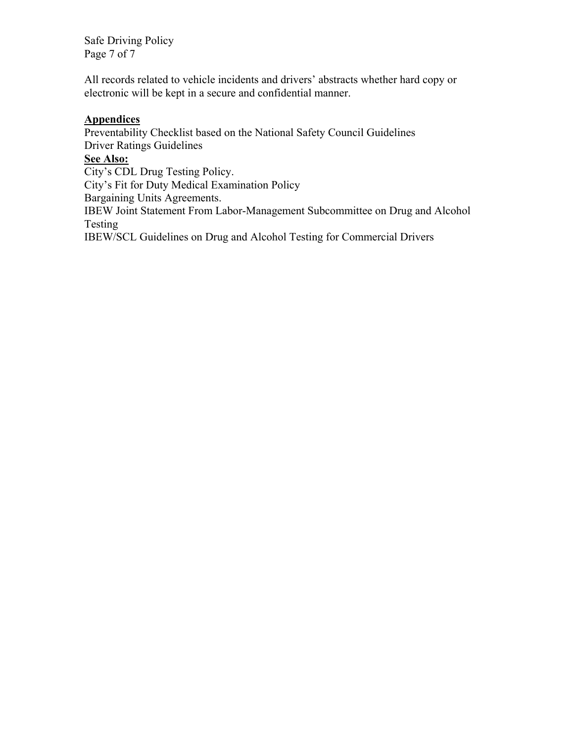All records related to vehicle incidents and drivers' abstracts whether hard copy or electronic will be kept in a secure and confidential manner.

**Appendices**

Preventability Checklist based on the National Safety Council Guidelines
Driver Ratings Guidelines

**See Also:**

City's CDL Drug Testing Policy.
City's Fit for Duty Medical Examination Policy
Bargaining Units Agreements.
IBEW Joint Statement From Labor-Management Subcommittee on Drug and Alcohol Testing
IBEW/SCL Guidelines on Drug and Alcohol Testing for Commercial Drivers